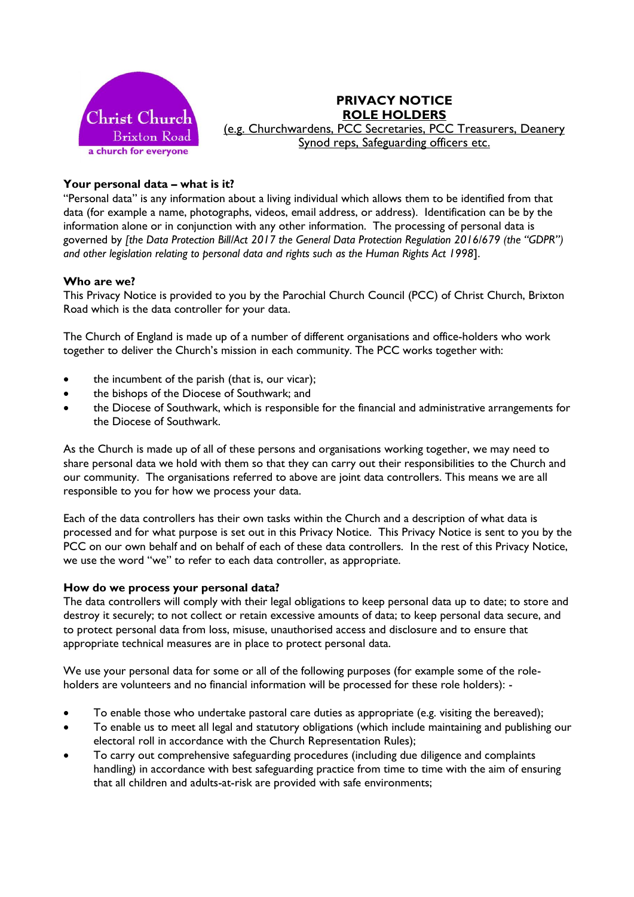Christ Church
Brixton Road
a church for everyone

# PRIVACY NOTICE

## ROLE HOLDERS

(e.g. Churchwardens, PCC Secretaries, PCC Treasurers, Deanery Synod reps, Safeguarding officers etc.

### Your personal data – what is it?

"Personal data" is any information about a living individual which allows them to be identified from that data (for example a name, photographs, videos, email address, or address). Identification can be by the information alone or in conjunction with any other information. The processing of personal data is governed by *[the Data Protection Bill/Act 2017 the General Data Protection Regulation 2016/679 (the "GDPR") and other legislation relating to personal data and rights such as the Human Rights Act 1998*].

### Who are we?

This Privacy Notice is provided to you by the Parochial Church Council (PCC) of Christ Church, Brixton Road which is the data controller for your data.

The Church of England is made up of a number of different organisations and office-holders who work together to deliver the Church's mission in each community. The PCC works together with:

- the incumbent of the parish (that is, our vicar);
- the bishops of the Diocese of Southwark; and
- the Diocese of Southwark, which is responsible for the financial and administrative arrangements for the Diocese of Southwark.

As the Church is made up of all of these persons and organisations working together, we may need to share personal data we hold with them so that they can carry out their responsibilities to the Church and our community. The organisations referred to above are joint data controllers. This means we are all responsible to you for how we process your data.

Each of the data controllers has their own tasks within the Church and a description of what data is processed and for what purpose is set out in this Privacy Notice. This Privacy Notice is sent to you by the PCC on our own behalf and on behalf of each of these data controllers. In the rest of this Privacy Notice, we use the word "we" to refer to each data controller, as appropriate.

### How do we process your personal data?

The data controllers will comply with their legal obligations to keep personal data up to date; to store and destroy it securely; to not collect or retain excessive amounts of data; to keep personal data secure, and to protect personal data from loss, misuse, unauthorised access and disclosure and to ensure that appropriate technical measures are in place to protect personal data.

We use your personal data for some or all of the following purposes (for example some of the role-holders are volunteers and no financial information will be processed for these role holders): -

- To enable those who undertake pastoral care duties as appropriate (e.g. visiting the bereaved);
- To enable us to meet all legal and statutory obligations (which include maintaining and publishing our electoral roll in accordance with the Church Representation Rules);
- To carry out comprehensive safeguarding procedures (including due diligence and complaints handling) in accordance with best safeguarding practice from time to time with the aim of ensuring that all children and adults-at-risk are provided with safe environments;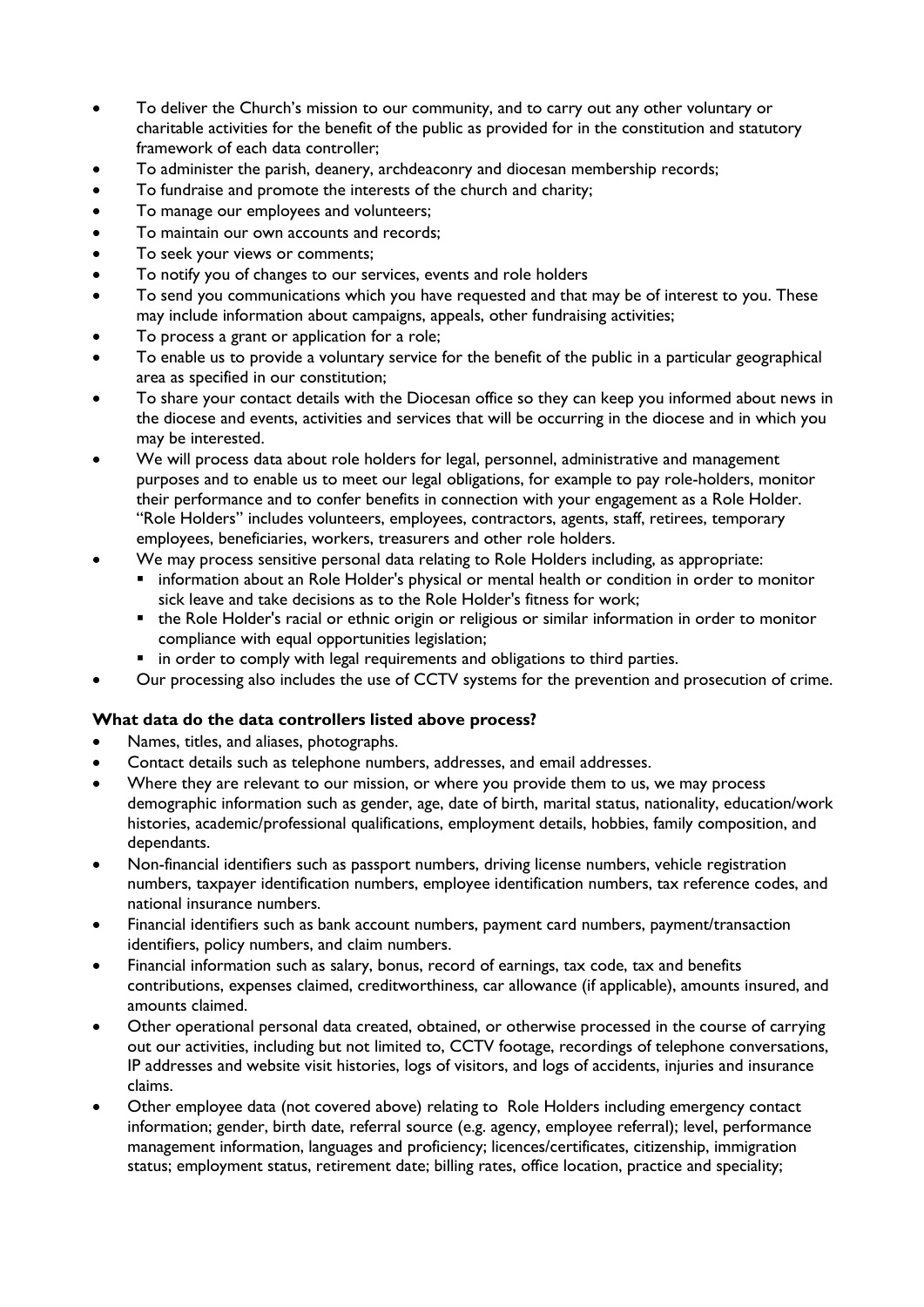- To deliver the Church's mission to our community, and to carry out any other voluntary or charitable activities for the benefit of the public as provided for in the constitution and statutory framework of each data controller;
- To administer the parish, deanery, archdeaconry and diocesan membership records;
- To fundraise and promote the interests of the church and charity;
- To manage our employees and volunteers;
- To maintain our own accounts and records;
- To seek your views or comments;
- To notify you of changes to our services, events and role holders
- To send you communications which you have requested and that may be of interest to you. These may include information about campaigns, appeals, other fundraising activities;
- To process a grant or application for a role;
- To enable us to provide a voluntary service for the benefit of the public in a particular geographical area as specified in our constitution;
- To share your contact details with the Diocesan office so they can keep you informed about news in the diocese and events, activities and services that will be occurring in the diocese and in which you may be interested.
- We will process data about role holders for legal, personnel, administrative and management purposes and to enable us to meet our legal obligations, for example to pay role-holders, monitor their performance and to confer benefits in connection with your engagement as a Role Holder. "Role Holders" includes volunteers, employees, contractors, agents, staff, retirees, temporary employees, beneficiaries, workers, treasurers and other role holders.
- We may process sensitive personal data relating to Role Holders including, as appropriate:
  - information about an Role Holder's physical or mental health or condition in order to monitor sick leave and take decisions as to the Role Holder's fitness for work;
  - the Role Holder's racial or ethnic origin or religious or similar information in order to monitor compliance with equal opportunities legislation;
  - in order to comply with legal requirements and obligations to third parties.
- Our processing also includes the use of CCTV systems for the prevention and prosecution of crime.

**What data do the data controllers listed above process?**

- Names, titles, and aliases, photographs.
- Contact details such as telephone numbers, addresses, and email addresses.
- Where they are relevant to our mission, or where you provide them to us, we may process demographic information such as gender, age, date of birth, marital status, nationality, education/work histories, academic/professional qualifications, employment details, hobbies, family composition, and dependants.
- Non-financial identifiers such as passport numbers, driving license numbers, vehicle registration numbers, taxpayer identification numbers, employee identification numbers, tax reference codes, and national insurance numbers.
- Financial identifiers such as bank account numbers, payment card numbers, payment/transaction identifiers, policy numbers, and claim numbers.
- Financial information such as salary, bonus, record of earnings, tax code, tax and benefits contributions, expenses claimed, creditworthiness, car allowance (if applicable), amounts insured, and amounts claimed.
- Other operational personal data created, obtained, or otherwise processed in the course of carrying out our activities, including but not limited to, CCTV footage, recordings of telephone conversations, IP addresses and website visit histories, logs of visitors, and logs of accidents, injuries and insurance claims.
- Other employee data (not covered above) relating to Role Holders including emergency contact information; gender, birth date, referral source (e.g. agency, employee referral); level, performance management information, languages and proficiency; licences/certificates, citizenship, immigration status; employment status, retirement date; billing rates, office location, practice and speciality;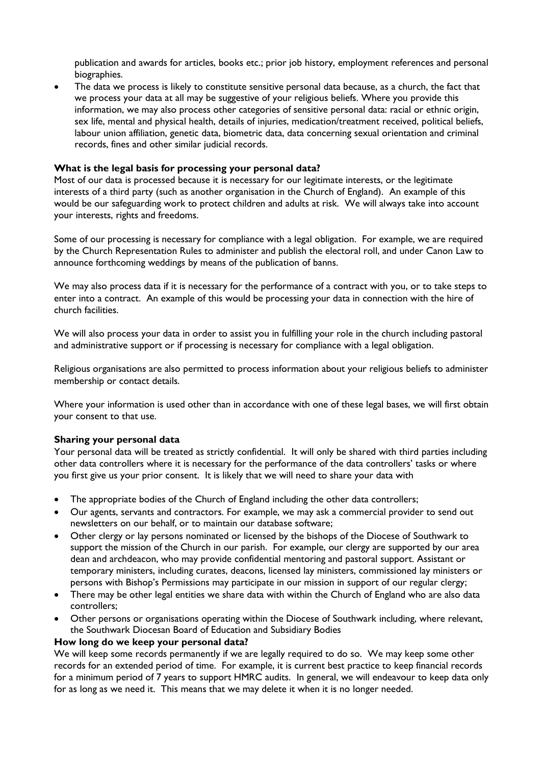publication and awards for articles, books etc.; prior job history, employment references and personal biographies.

- The data we process is likely to constitute sensitive personal data because, as a church, the fact that we process your data at all may be suggestive of your religious beliefs. Where you provide this information, we may also process other categories of sensitive personal data: racial or ethnic origin, sex life, mental and physical health, details of injuries, medication/treatment received, political beliefs, labour union affiliation, genetic data, biometric data, data concerning sexual orientation and criminal records, fines and other similar judicial records.

**What is the legal basis for processing your personal data?**

Most of our data is processed because it is necessary for our legitimate interests, or the legitimate interests of a third party (such as another organisation in the Church of England). An example of this would be our safeguarding work to protect children and adults at risk. We will always take into account your interests, rights and freedoms.

Some of our processing is necessary for compliance with a legal obligation. For example, we are required by the Church Representation Rules to administer and publish the electoral roll, and under Canon Law to announce forthcoming weddings by means of the publication of banns.

We may also process data if it is necessary for the performance of a contract with you, or to take steps to enter into a contract. An example of this would be processing your data in connection with the hire of church facilities.

We will also process your data in order to assist you in fulfilling your role in the church including pastoral and administrative support or if processing is necessary for compliance with a legal obligation.

Religious organisations are also permitted to process information about your religious beliefs to administer membership or contact details.

Where your information is used other than in accordance with one of these legal bases, we will first obtain your consent to that use.

**Sharing your personal data**

Your personal data will be treated as strictly confidential. It will only be shared with third parties including other data controllers where it is necessary for the performance of the data controllers' tasks or where you first give us your prior consent. It is likely that we will need to share your data with

- The appropriate bodies of the Church of England including the other data controllers;
- Our agents, servants and contractors. For example, we may ask a commercial provider to send out newsletters on our behalf, or to maintain our database software;
- Other clergy or lay persons nominated or licensed by the bishops of the Diocese of Southwark to support the mission of the Church in our parish. For example, our clergy are supported by our area dean and archdeacon, who may provide confidential mentoring and pastoral support. Assistant or temporary ministers, including curates, deacons, licensed lay ministers, commissioned lay ministers or persons with Bishop's Permissions may participate in our mission in support of our regular clergy;
- There may be other legal entities we share data with within the Church of England who are also data controllers;
- Other persons or organisations operating within the Diocese of Southwark including, where relevant, the Southwark Diocesan Board of Education and Subsidiary Bodies

**How long do we keep your personal data?**

We will keep some records permanently if we are legally required to do so. We may keep some other records for an extended period of time. For example, it is current best practice to keep financial records for a minimum period of 7 years to support HMRC audits. In general, we will endeavour to keep data only for as long as we need it. This means that we may delete it when it is no longer needed.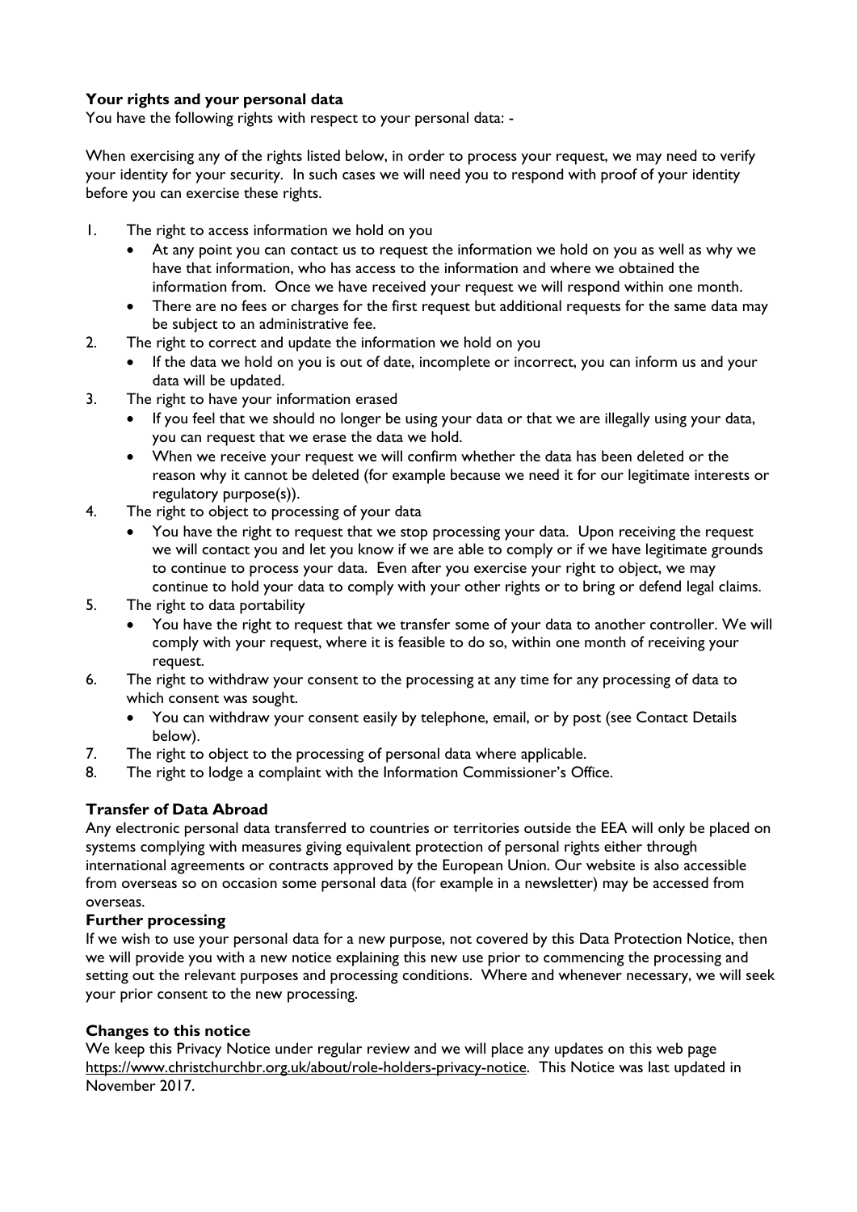**Your rights and your personal data**

You have the following rights with respect to your personal data: -

When exercising any of the rights listed below, in order to process your request, we may need to verify your identity for your security. In such cases we will need you to respond with proof of your identity before you can exercise these rights.

1. The right to access information we hold on you
   - At any point you can contact us to request the information we hold on you as well as why we have that information, who has access to the information and where we obtained the information from. Once we have received your request we will respond within one month.
   - There are no fees or charges for the first request but additional requests for the same data may be subject to an administrative fee.
2. The right to correct and update the information we hold on you
   - If the data we hold on you is out of date, incomplete or incorrect, you can inform us and your data will be updated.
3. The right to have your information erased
   - If you feel that we should no longer be using your data or that we are illegally using your data, you can request that we erase the data we hold.
   - When we receive your request we will confirm whether the data has been deleted or the reason why it cannot be deleted (for example because we need it for our legitimate interests or regulatory purpose(s)).
4. The right to object to processing of your data
   - You have the right to request that we stop processing your data. Upon receiving the request we will contact you and let you know if we are able to comply or if we have legitimate grounds to continue to process your data. Even after you exercise your right to object, we may continue to hold your data to comply with your other rights or to bring or defend legal claims.
5. The right to data portability
   - You have the right to request that we transfer some of your data to another controller. We will comply with your request, where it is feasible to do so, within one month of receiving your request.
6. The right to withdraw your consent to the processing at any time for any processing of data to which consent was sought.
   - You can withdraw your consent easily by telephone, email, or by post (see Contact Details below).
7. The right to object to the processing of personal data where applicable.
8. The right to lodge a complaint with the Information Commissioner's Office.

**Transfer of Data Abroad**

Any electronic personal data transferred to countries or territories outside the EEA will only be placed on systems complying with measures giving equivalent protection of personal rights either through international agreements or contracts approved by the European Union. Our website is also accessible from overseas so on occasion some personal data (for example in a newsletter) may be accessed from overseas.

**Further processing**

If we wish to use your personal data for a new purpose, not covered by this Data Protection Notice, then we will provide you with a new notice explaining this new use prior to commencing the processing and setting out the relevant purposes and processing conditions. Where and whenever necessary, we will seek your prior consent to the new processing.

**Changes to this notice**

We keep this Privacy Notice under regular review and we will place any updates on this web page https://www.christchurchbr.org.uk/about/role-holders-privacy-notice. This Notice was last updated in November 2017.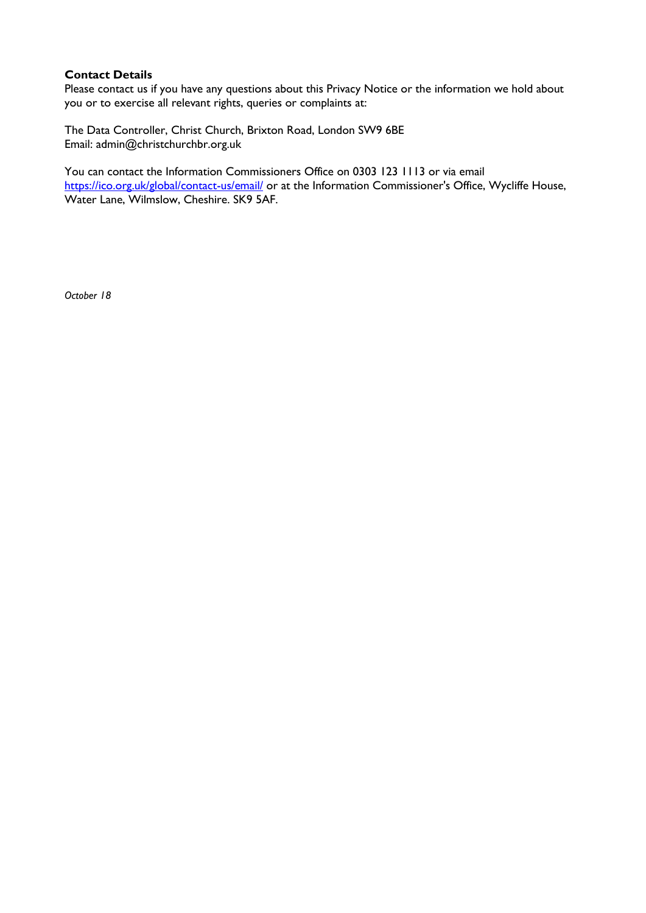**Contact Details**
Please contact us if you have any questions about this Privacy Notice or the information we hold about you or to exercise all relevant rights, queries or complaints at:

The Data Controller, Christ Church, Brixton Road, London SW9 6BE
Email: admin@christchurchbr.org.uk

You can contact the Information Commissioners Office on 0303 123 1113 or via email [https://ico.org.uk/global/contact-us/email/](https://ico.org.uk/global/contact-us/email/) or at the Information Commissioner's Office, Wycliffe House, Water Lane, Wilmslow, Cheshire. SK9 5AF.

*October 18*